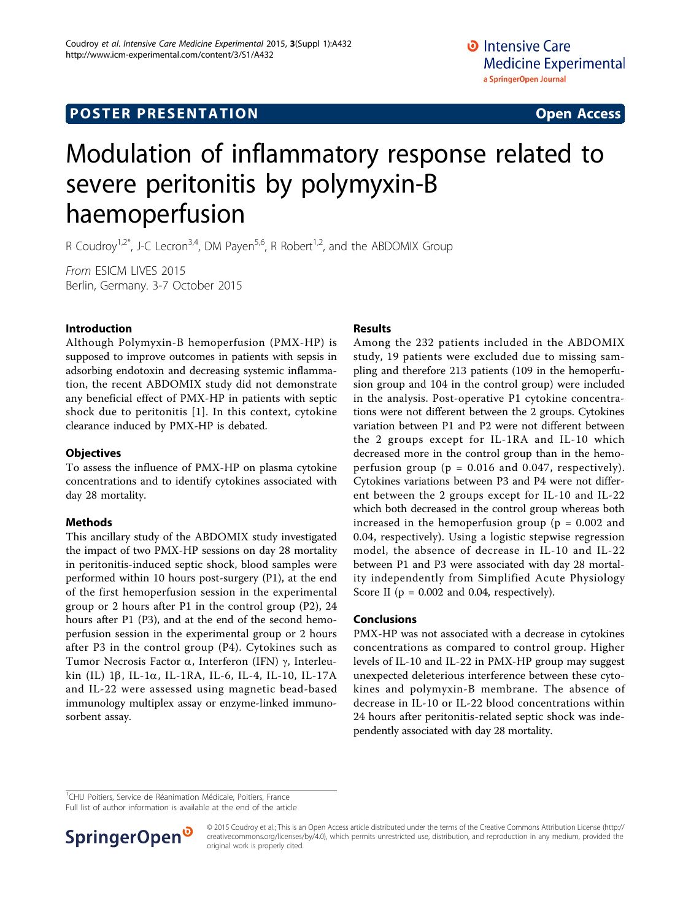POSTER PRESENTATION Open Access

# Modulation of inflammatory response related to severe peritonitis by polymyxin-B haemoperfusion

R Coudroy[1,2*], J-C Lecron[3,4], DM Payen[5,6], R Robert[1,2], and the ABDOMIX Group

*From* ESICM LIVES 2015
Berlin, Germany. 3-7 October 2015

## Introduction

Although Polymyxin-B hemoperfusion (PMX-HP) is supposed to improve outcomes in patients with sepsis in adsorbing endotoxin and decreasing systemic inflammation, the recent ABDOMIX study did not demonstrate any beneficial effect of PMX-HP in patients with septic shock due to peritonitis [1]. In this context, cytokine clearance induced by PMX-HP is debated.

## Objectives

To assess the influence of PMX-HP on plasma cytokine concentrations and to identify cytokines associated with day 28 mortality.

## Methods

This ancillary study of the ABDOMIX study investigated the impact of two PMX-HP sessions on day 28 mortality in peritonitis-induced septic shock, blood samples were performed within 10 hours post-surgery (P1), at the end of the first hemoperfusion session in the experimental group or 2 hours after P1 in the control group (P2), 24 hours after P1 (P3), and at the end of the second hemoperfusion session in the experimental group or 2 hours after P3 in the control group (P4). Cytokines such as Tumor Necrosis Factor α, Interferon (IFN) γ, Interleukin (IL) 1β, IL-1α, IL-1RA, IL-6, IL-4, IL-10, IL-17A and IL-22 were assessed using magnetic bead-based immunology multiplex assay or enzyme-linked immunosorbent assay.

## Results

Among the 232 patients included in the ABDOMIX study, 19 patients were excluded due to missing sampling and therefore 213 patients (109 in the hemoperfusion group and 104 in the control group) were included in the analysis. Post-operative P1 cytokine concentrations were not different between the 2 groups. Cytokines variation between P1 and P2 were not different between the 2 groups except for IL-1RA and IL-10 which decreased more in the control group than in the hemoperfusion group ($p = 0.016$ and $0.047$, respectively). Cytokines variations between P3 and P4 were not different between the 2 groups except for IL-10 and IL-22 which both decreased in the control group whereas both increased in the hemoperfusion group ($p = 0.002$ and $0.04$, respectively). Using a logistic stepwise regression model, the absence of decrease in IL-10 and IL-22 between P1 and P3 were associated with day 28 mortality independently from Simplified Acute Physiology Score II ($p = 0.002$ and $0.04$, respectively).

## Conclusions

PMX-HP was not associated with a decrease in cytokines concentrations as compared to control group. Higher levels of IL-10 and IL-22 in PMX-HP group may suggest unexpected deleterious interference between these cytokines and polymyxin-B membrane. The absence of decrease in IL-10 or IL-22 blood concentrations within 24 hours after peritonitis-related septic shock was independently associated with day 28 mortality.

[1]CHU Poitiers, Service de Réanimation Médicale, Poitiers, France
Full list of author information is available at the end of the article

© 2015 Coudroy et al.; This is an Open Access article distributed under the terms of the Creative Commons Attribution License (http://creativecommons.org/licenses/by/4.0), which permits unrestricted use, distribution, and reproduction in any medium, provided the original work is properly cited.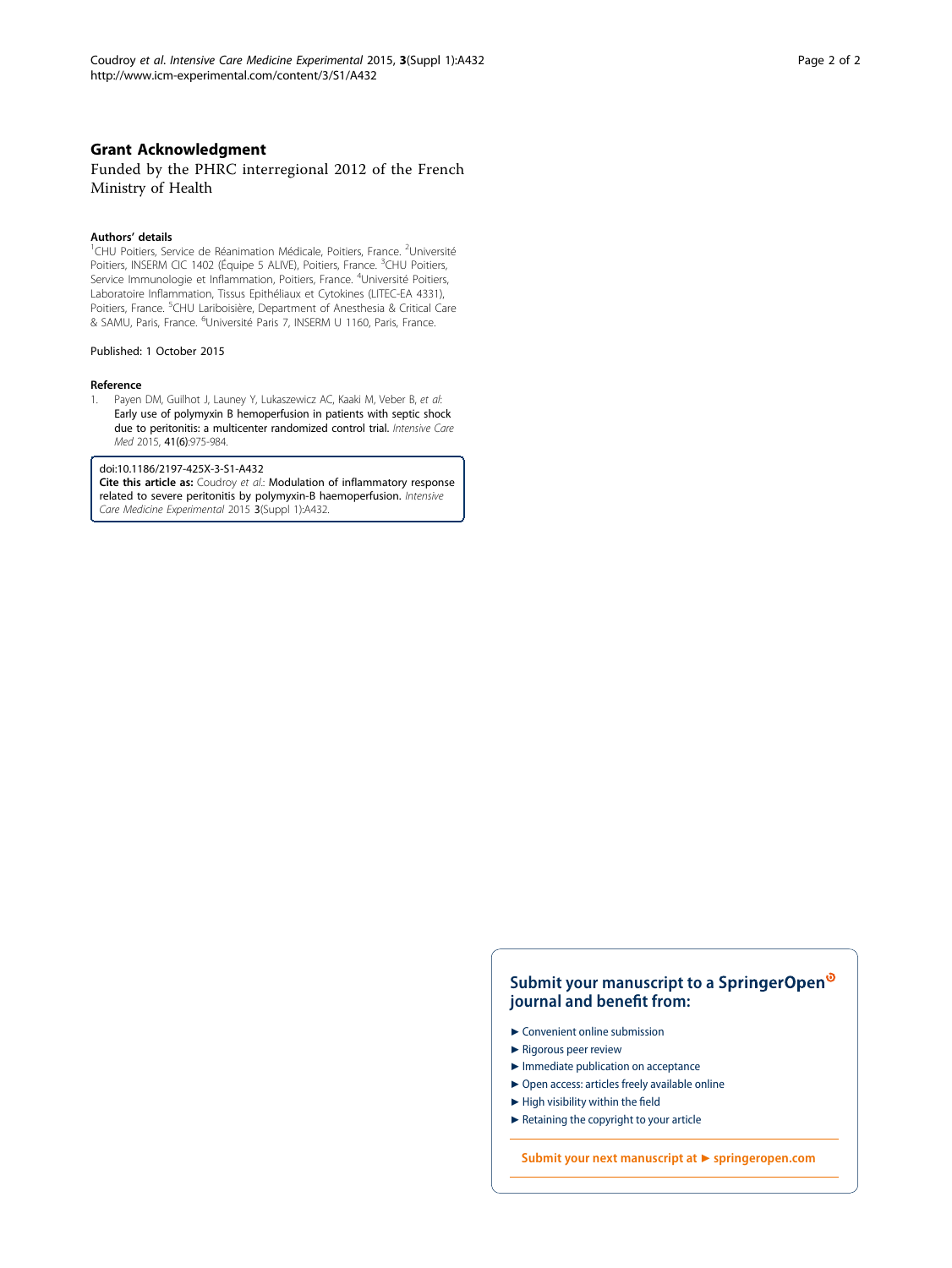## Grant Acknowledgment

Funded by the PHRC interregional 2012 of the French Ministry of Health

### Authors' details

[1]CHU Poitiers, Service de Réanimation Médicale, Poitiers, France. [2]Université Poitiers, INSERM CIC 1402 (Équipe 5 ALIVE), Poitiers, France. [3]CHU Poitiers, Service Immunologie et Inflammation, Poitiers, France. [4]Université Poitiers, Laboratoire Inflammation, Tissus Epithéliaux et Cytokines (LITEC-EA 4331), Poitiers, France. [5]CHU Lariboisière, Department of Anesthesia & Critical Care & SAMU, Paris, France. [6]Université Paris 7, INSERM U 1160, Paris, France.

Published: 1 October 2015

### Reference

1. Payen DM, Guilhot J, Launey Y, Lukaszewicz AC, Kaaki M, Veber B, *et al*: **Early use of polymyxin B hemoperfusion in patients with septic shock due to peritonitis: a multicenter randomized control trial.** *Intensive Care Med* 2015, **41(6)**:975-984.

doi:10.1186/2197-425X-3-S1-A432
**Cite this article as:** Coudroy *et al.*: Modulation of inflammatory response related to severe peritonitis by polymyxin-B haemoperfusion. *Intensive Care Medicine Experimental* 2015 **3**(Suppl 1):A432.

**Submit your manuscript to a SpringerOpen journal and benefit from:**

- ► Convenient online submission
- ► Rigorous peer review
- ► Immediate publication on acceptance
- ► Open access: articles freely available online
- ► High visibility within the field
- ► Retaining the copyright to your article

**Submit your next manuscript at ► springeropen.com**